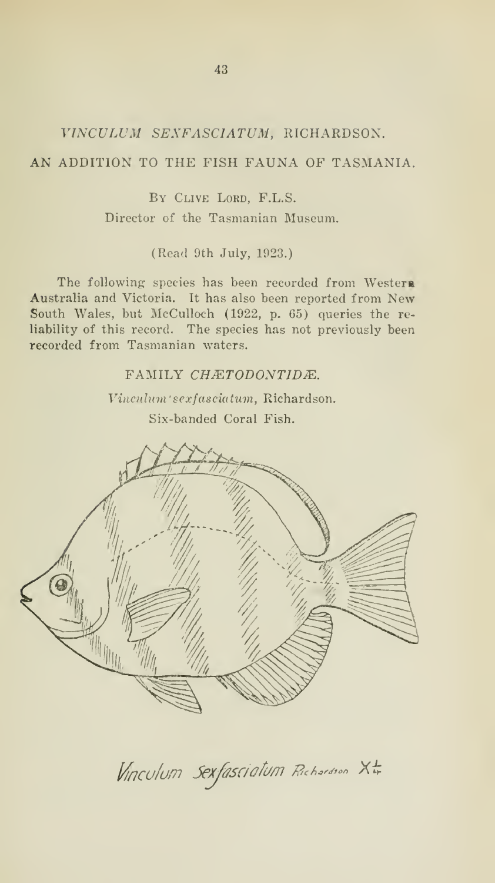# *VINCULUM SEXFASCIATUM*, RICHARDSON.

## AN ADDITION TO THE FISH FAUNA OF TASMANIA.

By Clive Lord, F.L.S.

Director of the Tasmanian Museum.

(Read 9th July, 1923.)

The following species has been recorded from Western Australia and Victoria. It has also been reported from New South Wales, but McCulloch (1922, p. 65) queries the reliability of this record. The species has not previously been recorded from Tasmanian waters.

### FAMILY *CHÆTODONTIDÆ*.

*Vinculum sexfasciatum*, Richardson.

Six-banded Coral Fish.

*Vinculum Sexfasciatum* Richardson X¼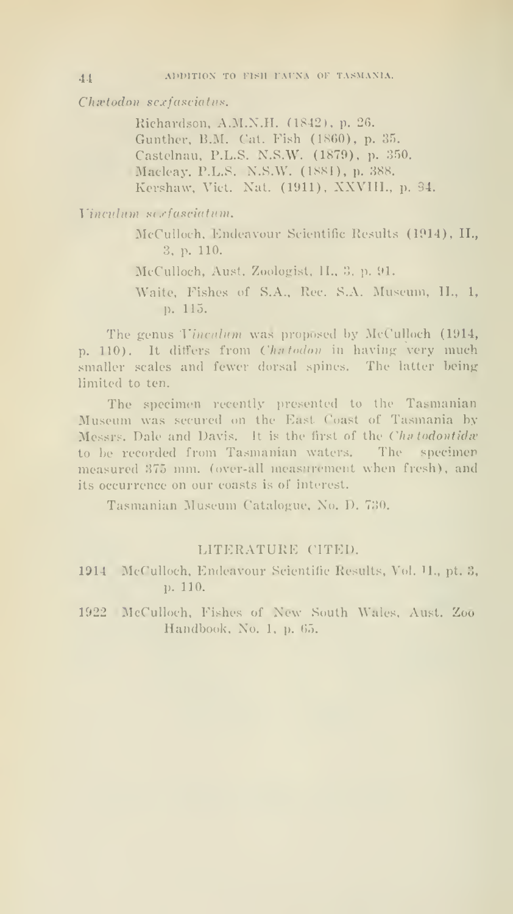*Chætodon sexfasciatus.*

Richardson, A.M.N.H. (1842), p. 26.
Gunther, B.M. Cat. Fish (1860), p. 35.
Castelnau, P.L.S. N.S.W. (1879), p. 350.
Macleay, P.L.S. N.S.W. (1881), p. 388.
Kershaw, Vict. Nat. (1911), XXVIII., p. 94.

*Vinculum sexfasciatum.*

McCulloch, Endeavour Scientific Results (1914), II., 3, p. 110.

McCulloch, Aust. Zoologist, II., 3, p. 91.

Waite, Fishes of S.A., Rec. S.A. Museum, II., 1, p. 115.

The genus *Vinculum* was proposed by McCulloch (1914, p. 110). It differs from *Chætodon* in having very much smaller scales and fewer dorsal spines. The latter being limited to ten.

The specimen recently presented to the Tasmanian Museum was secured on the East Coast of Tasmania by Messrs. Dale and Davis. It is the first of the *Chætodontidæ* to be recorded from Tasmanian waters. The specimen measured 375 mm. (over-all measurement when fresh), and its occurrence on our coasts is of interest.

Tasmanian Museum Catalogue, No. D. 730.

## LITERATURE CITED.

1914 McCulloch, Endeavour Scientific Results, Vol. II., pt. 3, p. 110.

1922 McCulloch, Fishes of New South Wales, Aust. Zoo Handbook, No. 1, p. 65.